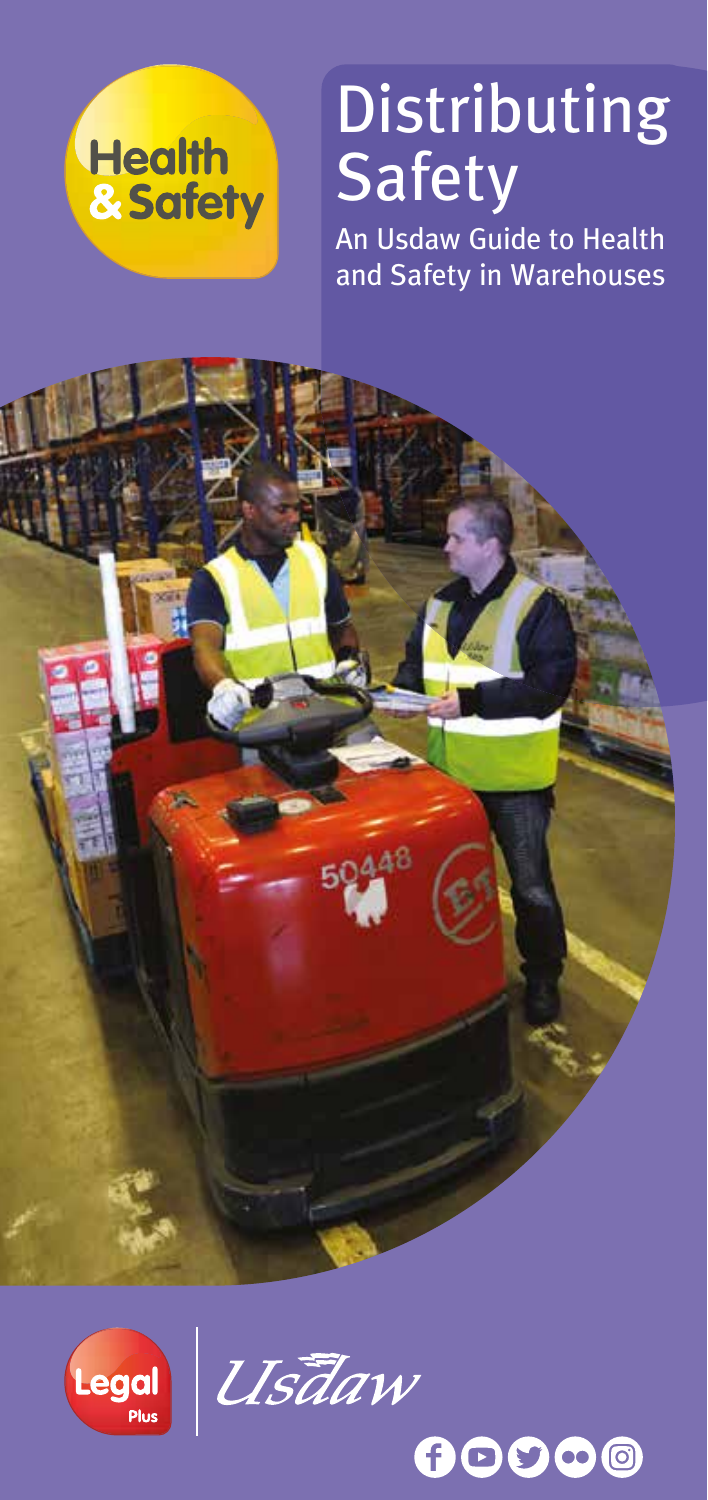Health & Safety

# Distributing Safety

An Usdaw Guide to Health and Safety in Warehouses

Legal Plus

Usdaw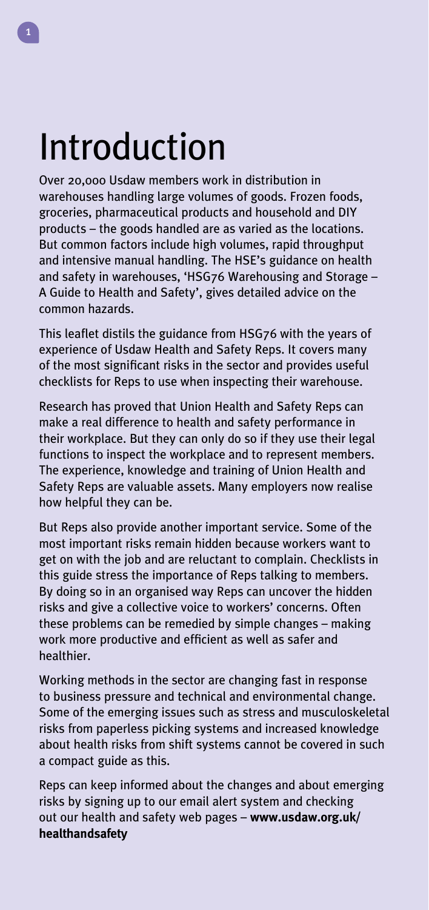# Introduction

Over 20,000 Usdaw members work in distribution in warehouses handling large volumes of goods. Frozen foods, groceries, pharmaceutical products and household and DIY products – the goods handled are as varied as the locations. But common factors include high volumes, rapid throughput and intensive manual handling. The HSE's guidance on health and safety in warehouses, 'HSG76 Warehousing and Storage – A Guide to Health and Safety', gives detailed advice on the common hazards.

This leaflet distils the guidance from HSG76 with the years of experience of Usdaw Health and Safety Reps. It covers many of the most significant risks in the sector and provides useful checklists for Reps to use when inspecting their warehouse.

Research has proved that Union Health and Safety Reps can make a real difference to health and safety performance in their workplace. But they can only do so if they use their legal functions to inspect the workplace and to represent members. The experience, knowledge and training of Union Health and Safety Reps are valuable assets. Many employers now realise how helpful they can be.

But Reps also provide another important service. Some of the most important risks remain hidden because workers want to get on with the job and are reluctant to complain. Checklists in this guide stress the importance of Reps talking to members. By doing so in an organised way Reps can uncover the hidden risks and give a collective voice to workers' concerns. Often these problems can be remedied by simple changes – making work more productive and efficient as well as safer and healthier.

Working methods in the sector are changing fast in response to business pressure and technical and environmental change. Some of the emerging issues such as stress and musculoskeletal risks from paperless picking systems and increased knowledge about health risks from shift systems cannot be covered in such a compact guide as this.

Reps can keep informed about the changes and about emerging risks by signing up to our email alert system and checking out our health and safety web pages – **www.usdaw.org.uk/healthandsafety**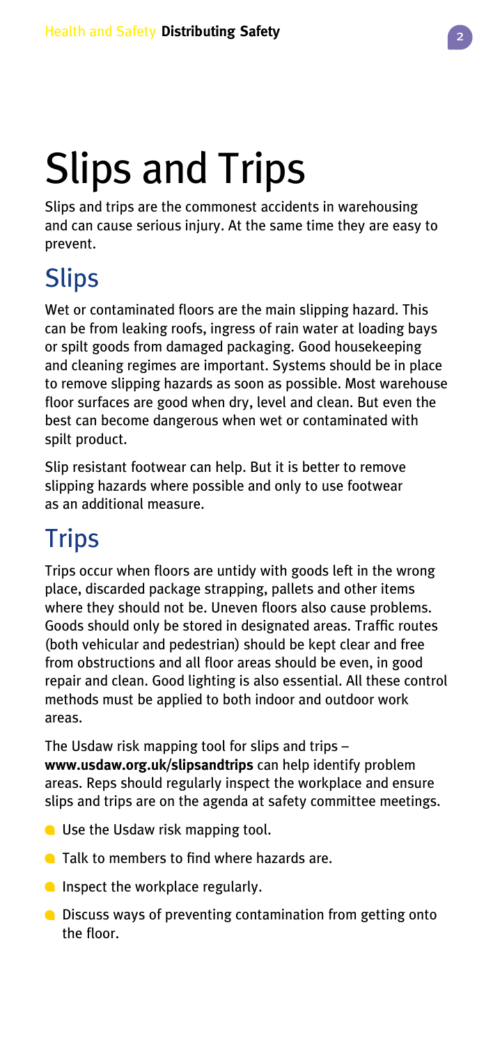# Slips and Trips

Slips and trips are the commonest accidents in warehousing and can cause serious injury. At the same time they are easy to prevent.

## Slips

Wet or contaminated floors are the main slipping hazard. This can be from leaking roofs, ingress of rain water at loading bays or spilt goods from damaged packaging. Good housekeeping and cleaning regimes are important. Systems should be in place to remove slipping hazards as soon as possible. Most warehouse floor surfaces are good when dry, level and clean. But even the best can become dangerous when wet or contaminated with spilt product.

Slip resistant footwear can help. But it is better to remove slipping hazards where possible and only to use footwear as an additional measure.

## Trips

Trips occur when floors are untidy with goods left in the wrong place, discarded package strapping, pallets and other items where they should not be. Uneven floors also cause problems. Goods should only be stored in designated areas. Traffic routes (both vehicular and pedestrian) should be kept clear and free from obstructions and all floor areas should be even, in good repair and clean. Good lighting is also essential. All these control methods must be applied to both indoor and outdoor work areas.

The Usdaw risk mapping tool for slips and trips – **www.usdaw.org.uk/slipsandtrips** can help identify problem areas. Reps should regularly inspect the workplace and ensure slips and trips are on the agenda at safety committee meetings.

- Use the Usdaw risk mapping tool.
- Talk to members to find where hazards are.
- Inspect the workplace regularly.
- Discuss ways of preventing contamination from getting onto the floor.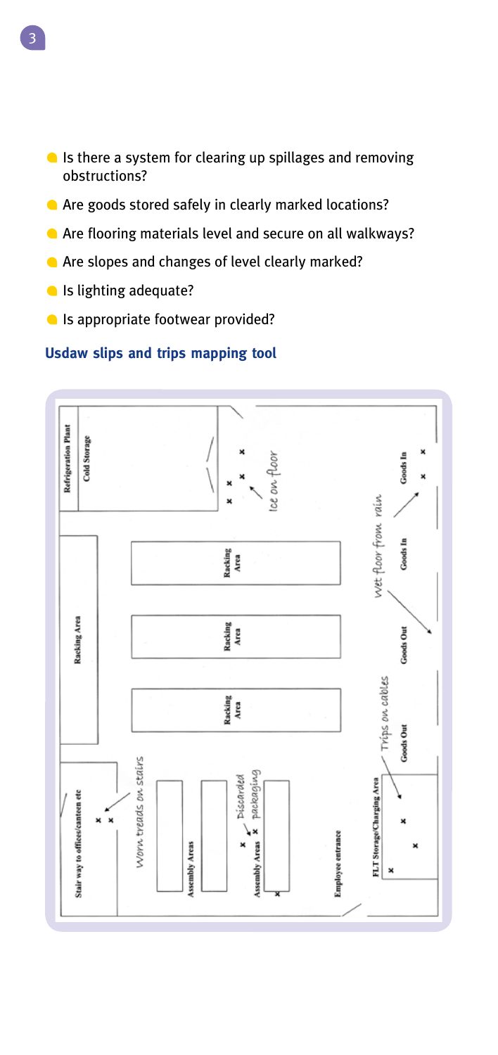- Is there a system for clearing up spillages and removing obstructions?
- Are goods stored safely in clearly marked locations?
- Are flooring materials level and secure on all walkways?
- Are slopes and changes of level clearly marked?
- Is lighting adequate?
- Is appropriate footwear provided?

### Usdaw slips and trips mapping tool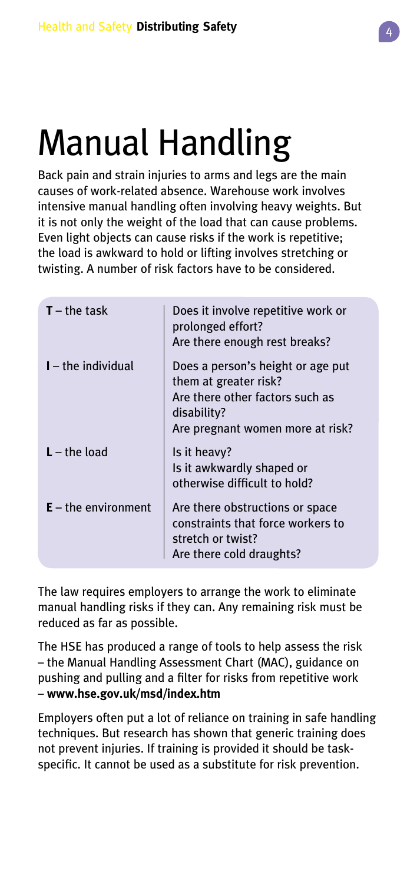# Manual Handling

Back pain and strain injuries to arms and legs are the main causes of work-related absence. Warehouse work involves intensive manual handling often involving heavy weights. But it is not only the weight of the load that can cause problems. Even light objects can cause risks if the work is repetitive; the load is awkward to hold or lifting involves stretching or twisting. A number of risk factors have to be considered.

| | |
|---|---|
| **T** – the task | Does it involve repetitive work or prolonged effort?<br>Are there enough rest breaks? |
| **I** – the individual | Does a person's height or age put them at greater risk?<br>Are there other factors such as disability?<br>Are pregnant women more at risk? |
| **L** – the load | Is it heavy?<br>Is it awkwardly shaped or otherwise difficult to hold? |
| **E** – the environment | Are there obstructions or space constraints that force workers to stretch or twist?<br>Are there cold draughts? |

The law requires employers to arrange the work to eliminate manual handling risks if they can. Any remaining risk must be reduced as far as possible.

The HSE has produced a range of tools to help assess the risk – the Manual Handling Assessment Chart (MAC), guidance on pushing and pulling and a filter for risks from repetitive work – **www.hse.gov.uk/msd/index.htm**

Employers often put a lot of reliance on training in safe handling techniques. But research has shown that generic training does not prevent injuries. If training is provided it should be task-specific. It cannot be used as a substitute for risk prevention.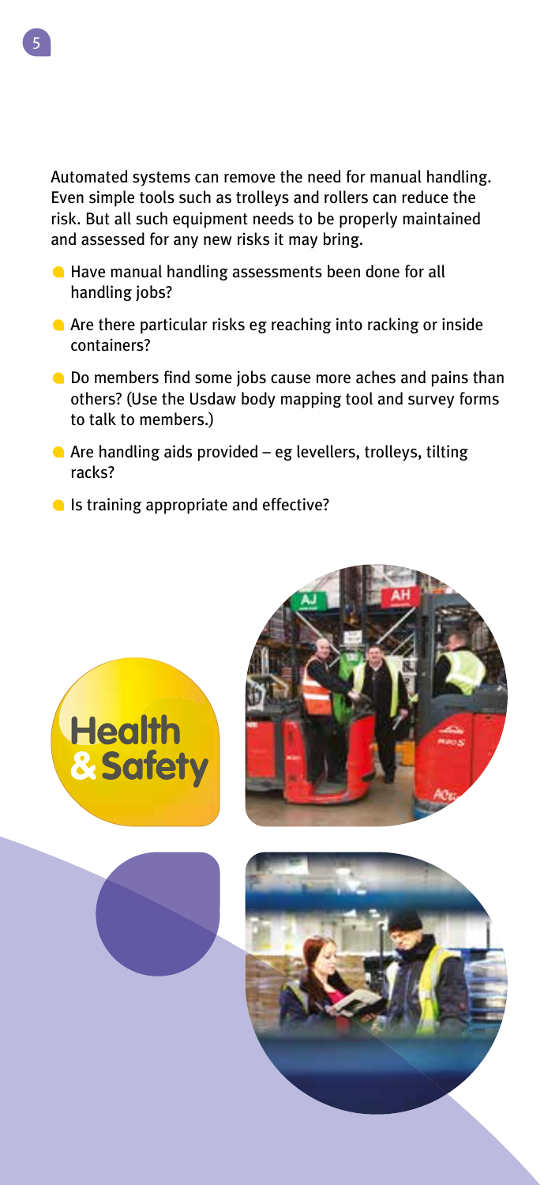Automated systems can remove the need for manual handling. Even simple tools such as trolleys and rollers can reduce the risk. But all such equipment needs to be properly maintained and assessed for any new risks it may bring.

- Have manual handling assessments been done for all handling jobs?
- Are there particular risks eg reaching into racking or inside containers?
- Do members find some jobs cause more aches and pains than others? (Use the Usdaw body mapping tool and survey forms to talk to members.)
- Are handling aids provided – eg levellers, trolleys, tilting racks?
- Is training appropriate and effective?

Health & Safety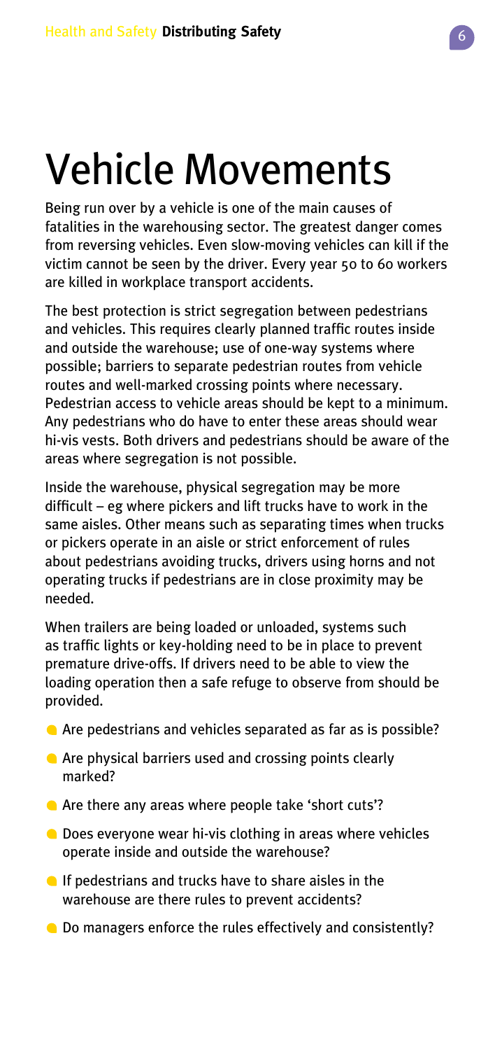# Vehicle Movements

Being run over by a vehicle is one of the main causes of fatalities in the warehousing sector. The greatest danger comes from reversing vehicles. Even slow-moving vehicles can kill if the victim cannot be seen by the driver. Every year 50 to 60 workers are killed in workplace transport accidents.

The best protection is strict segregation between pedestrians and vehicles. This requires clearly planned traffic routes inside and outside the warehouse; use of one-way systems where possible; barriers to separate pedestrian routes from vehicle routes and well-marked crossing points where necessary. Pedestrian access to vehicle areas should be kept to a minimum. Any pedestrians who do have to enter these areas should wear hi-vis vests. Both drivers and pedestrians should be aware of the areas where segregation is not possible.

Inside the warehouse, physical segregation may be more difficult – eg where pickers and lift trucks have to work in the same aisles. Other means such as separating times when trucks or pickers operate in an aisle or strict enforcement of rules about pedestrians avoiding trucks, drivers using horns and not operating trucks if pedestrians are in close proximity may be needed.

When trailers are being loaded or unloaded, systems such as traffic lights or key-holding need to be in place to prevent premature drive-offs. If drivers need to be able to view the loading operation then a safe refuge to observe from should be provided.

- Are pedestrians and vehicles separated as far as is possible?
- Are physical barriers used and crossing points clearly marked?
- Are there any areas where people take 'short cuts'?
- Does everyone wear hi-vis clothing in areas where vehicles operate inside and outside the warehouse?
- If pedestrians and trucks have to share aisles in the warehouse are there rules to prevent accidents?
- Do managers enforce the rules effectively and consistently?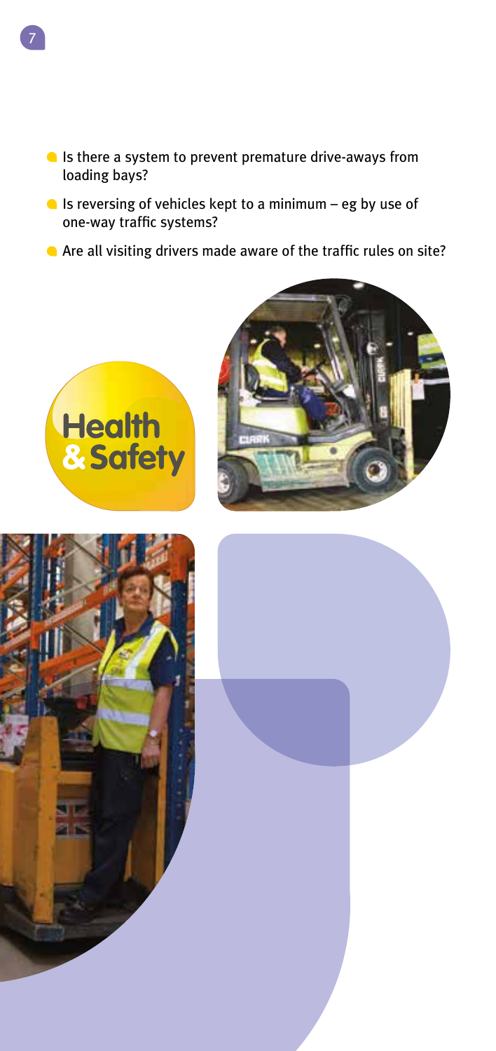- Is there a system to prevent premature drive-aways from loading bays?
- Is reversing of vehicles kept to a minimum – eg by use of one-way traffic systems?
- Are all visiting drivers made aware of the traffic rules on site?

Health & Safety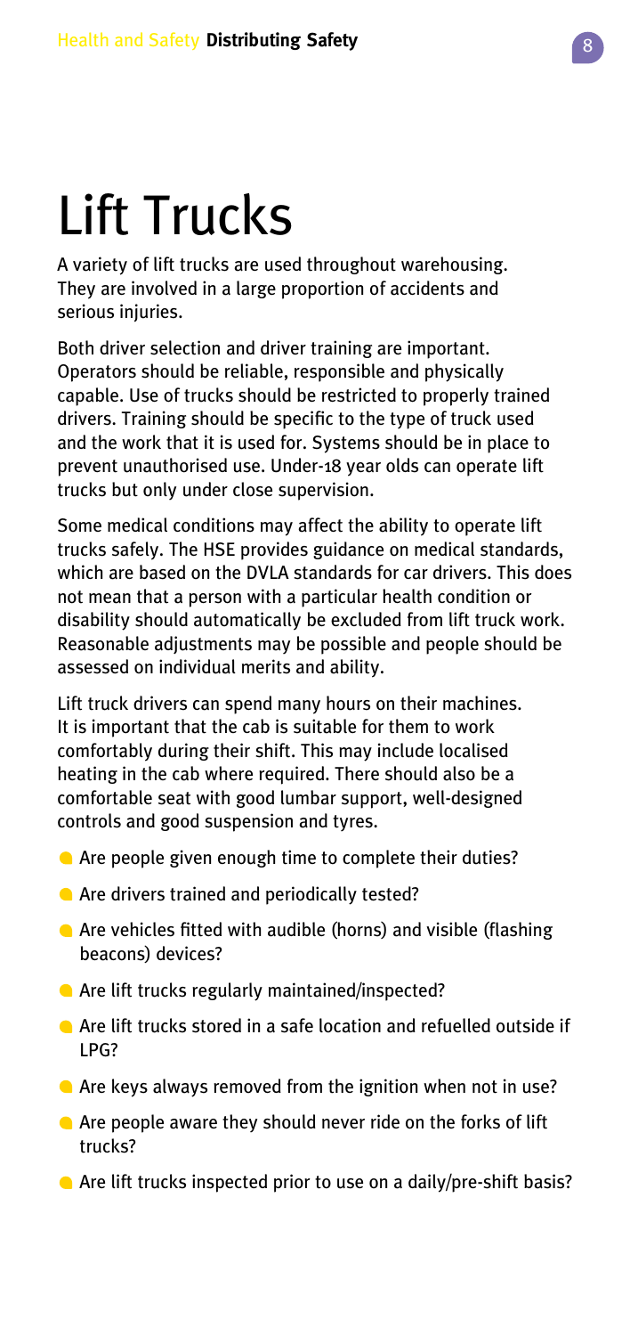# Lift Trucks

A variety of lift trucks are used throughout warehousing. They are involved in a large proportion of accidents and serious injuries.

Both driver selection and driver training are important. Operators should be reliable, responsible and physically capable. Use of trucks should be restricted to properly trained drivers. Training should be specific to the type of truck used and the work that it is used for. Systems should be in place to prevent unauthorised use. Under-18 year olds can operate lift trucks but only under close supervision.

Some medical conditions may affect the ability to operate lift trucks safely. The HSE provides guidance on medical standards, which are based on the DVLA standards for car drivers. This does not mean that a person with a particular health condition or disability should automatically be excluded from lift truck work. Reasonable adjustments may be possible and people should be assessed on individual merits and ability.

Lift truck drivers can spend many hours on their machines. It is important that the cab is suitable for them to work comfortably during their shift. This may include localised heating in the cab where required. There should also be a comfortable seat with good lumbar support, well-designed controls and good suspension and tyres.

- Are people given enough time to complete their duties?
- Are drivers trained and periodically tested?
- Are vehicles fitted with audible (horns) and visible (flashing beacons) devices?
- Are lift trucks regularly maintained/inspected?
- Are lift trucks stored in a safe location and refuelled outside if LPG?
- Are keys always removed from the ignition when not in use?
- Are people aware they should never ride on the forks of lift trucks?
- Are lift trucks inspected prior to use on a daily/pre-shift basis?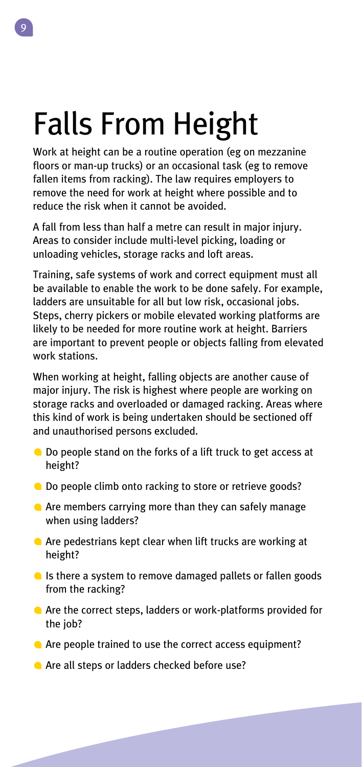# Falls From Height

Work at height can be a routine operation (eg on mezzanine floors or man-up trucks) or an occasional task (eg to remove fallen items from racking). The law requires employers to remove the need for work at height where possible and to reduce the risk when it cannot be avoided.

A fall from less than half a metre can result in major injury. Areas to consider include multi-level picking, loading or unloading vehicles, storage racks and loft areas.

Training, safe systems of work and correct equipment must all be available to enable the work to be done safely. For example, ladders are unsuitable for all but low risk, occasional jobs. Steps, cherry pickers or mobile elevated working platforms are likely to be needed for more routine work at height. Barriers are important to prevent people or objects falling from elevated work stations.

When working at height, falling objects are another cause of major injury. The risk is highest where people are working on storage racks and overloaded or damaged racking. Areas where this kind of work is being undertaken should be sectioned off and unauthorised persons excluded.

- Do people stand on the forks of a lift truck to get access at height?
- Do people climb onto racking to store or retrieve goods?
- Are members carrying more than they can safely manage when using ladders?
- Are pedestrians kept clear when lift trucks are working at height?
- Is there a system to remove damaged pallets or fallen goods from the racking?
- Are the correct steps, ladders or work-platforms provided for the job?
- Are people trained to use the correct access equipment?
- Are all steps or ladders checked before use?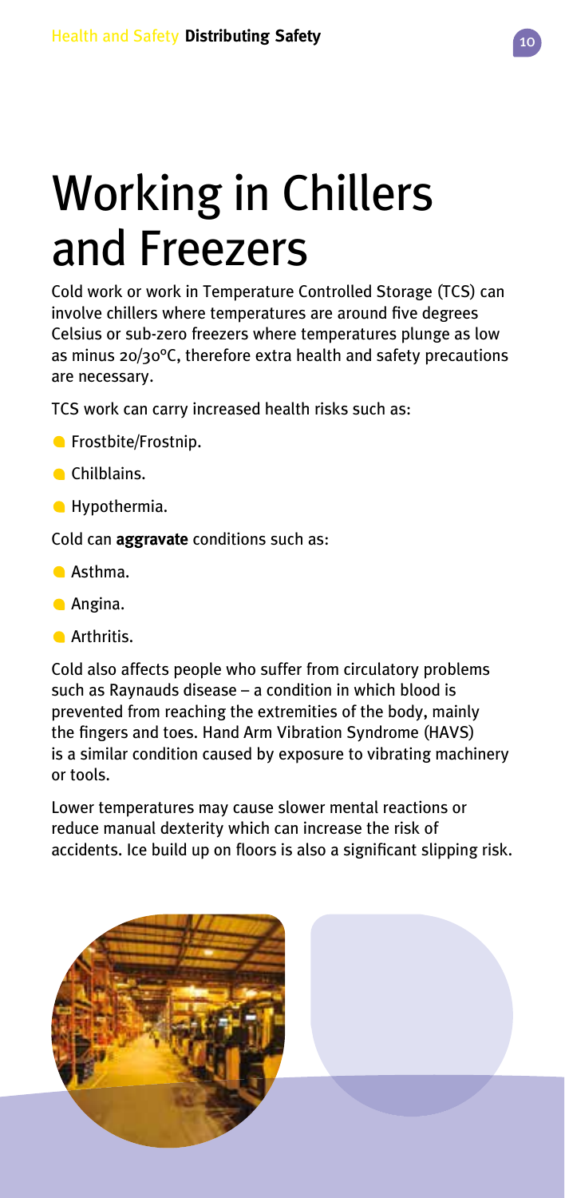# Working in Chillers and Freezers

Cold work or work in Temperature Controlled Storage (TCS) can involve chillers where temperatures are around five degrees Celsius or sub-zero freezers where temperatures plunge as low as minus 20/30ºC, therefore extra health and safety precautions are necessary.

TCS work can carry increased health risks such as:

- Frostbite/Frostnip.
- Chilblains.
- Hypothermia.

Cold can **aggravate** conditions such as:

- Asthma.
- Angina.
- Arthritis.

Cold also affects people who suffer from circulatory problems such as Raynauds disease – a condition in which blood is prevented from reaching the extremities of the body, mainly the fingers and toes. Hand Arm Vibration Syndrome (HAVS) is a similar condition caused by exposure to vibrating machinery or tools.

Lower temperatures may cause slower mental reactions or reduce manual dexterity which can increase the risk of accidents. Ice build up on floors is also a significant slipping risk.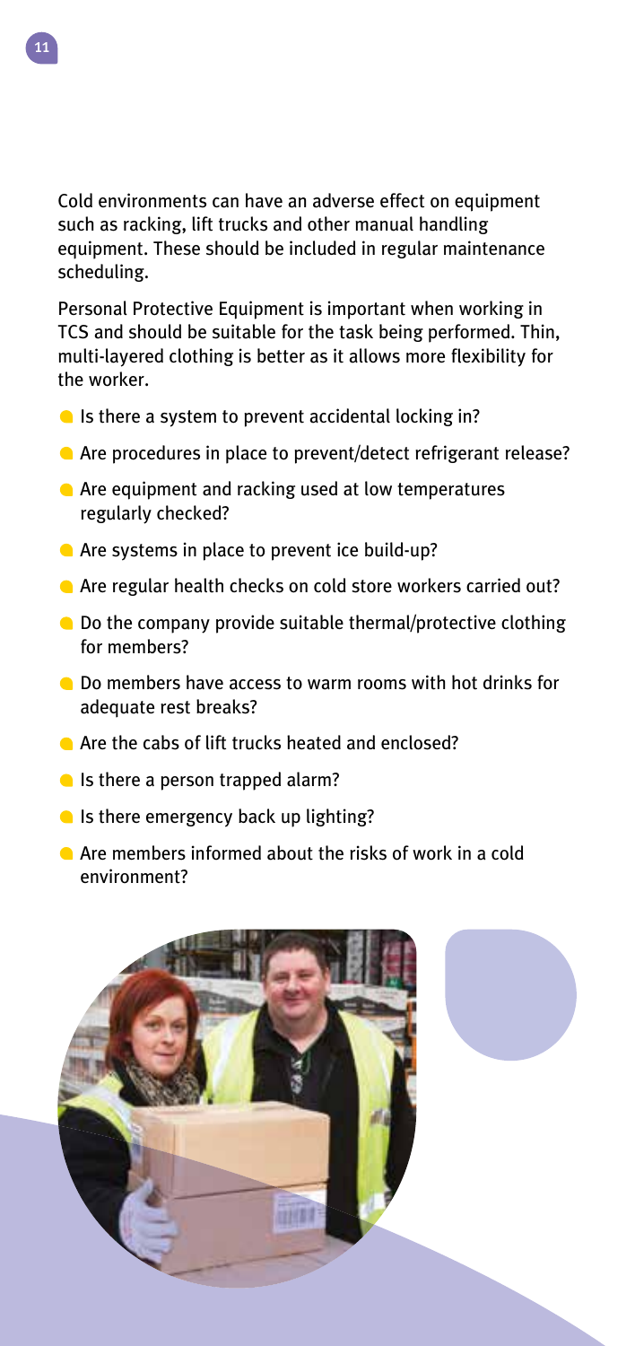Cold environments can have an adverse effect on equipment such as racking, lift trucks and other manual handling equipment. These should be included in regular maintenance scheduling.

Personal Protective Equipment is important when working in TCS and should be suitable for the task being performed. Thin, multi-layered clothing is better as it allows more flexibility for the worker.

- Is there a system to prevent accidental locking in?
- Are procedures in place to prevent/detect refrigerant release?
- Are equipment and racking used at low temperatures regularly checked?
- Are systems in place to prevent ice build-up?
- Are regular health checks on cold store workers carried out?
- Do the company provide suitable thermal/protective clothing for members?
- Do members have access to warm rooms with hot drinks for adequate rest breaks?
- Are the cabs of lift trucks heated and enclosed?
- Is there a person trapped alarm?
- Is there emergency back up lighting?
- Are members informed about the risks of work in a cold environment?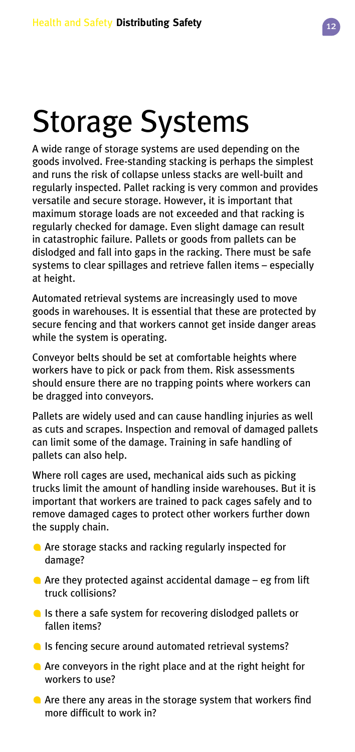# Storage Systems

A wide range of storage systems are used depending on the goods involved. Free-standing stacking is perhaps the simplest and runs the risk of collapse unless stacks are well-built and regularly inspected. Pallet racking is very common and provides versatile and secure storage. However, it is important that maximum storage loads are not exceeded and that racking is regularly checked for damage. Even slight damage can result in catastrophic failure. Pallets or goods from pallets can be dislodged and fall into gaps in the racking. There must be safe systems to clear spillages and retrieve fallen items – especially at height.

Automated retrieval systems are increasingly used to move goods in warehouses. It is essential that these are protected by secure fencing and that workers cannot get inside danger areas while the system is operating.

Conveyor belts should be set at comfortable heights where workers have to pick or pack from them. Risk assessments should ensure there are no trapping points where workers can be dragged into conveyors.

Pallets are widely used and can cause handling injuries as well as cuts and scrapes. Inspection and removal of damaged pallets can limit some of the damage. Training in safe handling of pallets can also help.

Where roll cages are used, mechanical aids such as picking trucks limit the amount of handling inside warehouses. But it is important that workers are trained to pack cages safely and to remove damaged cages to protect other workers further down the supply chain.

- Are storage stacks and racking regularly inspected for damage?
- Are they protected against accidental damage – eg from lift truck collisions?
- Is there a safe system for recovering dislodged pallets or fallen items?
- Is fencing secure around automated retrieval systems?
- Are conveyors in the right place and at the right height for workers to use?
- Are there any areas in the storage system that workers find more difficult to work in?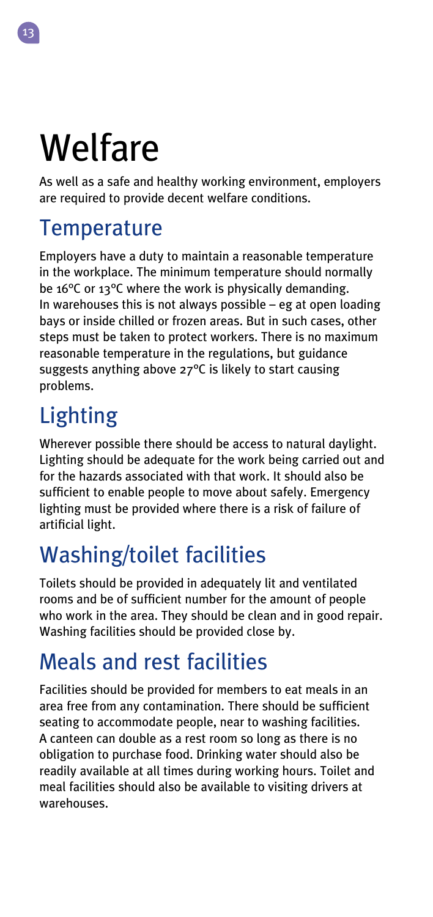# Welfare

As well as a safe and healthy working environment, employers are required to provide decent welfare conditions.

## Temperature

Employers have a duty to maintain a reasonable temperature in the workplace. The minimum temperature should normally be 16°C or 13°C where the work is physically demanding. In warehouses this is not always possible – eg at open loading bays or inside chilled or frozen areas. But in such cases, other steps must be taken to protect workers. There is no maximum reasonable temperature in the regulations, but guidance suggests anything above 27°C is likely to start causing problems.

## Lighting

Wherever possible there should be access to natural daylight. Lighting should be adequate for the work being carried out and for the hazards associated with that work. It should also be sufficient to enable people to move about safely. Emergency lighting must be provided where there is a risk of failure of artificial light.

## Washing/toilet facilities

Toilets should be provided in adequately lit and ventilated rooms and be of sufficient number for the amount of people who work in the area. They should be clean and in good repair. Washing facilities should be provided close by.

## Meals and rest facilities

Facilities should be provided for members to eat meals in an area free from any contamination. There should be sufficient seating to accommodate people, near to washing facilities. A canteen can double as a rest room so long as there is no obligation to purchase food. Drinking water should also be readily available at all times during working hours. Toilet and meal facilities should also be available to visiting drivers at warehouses.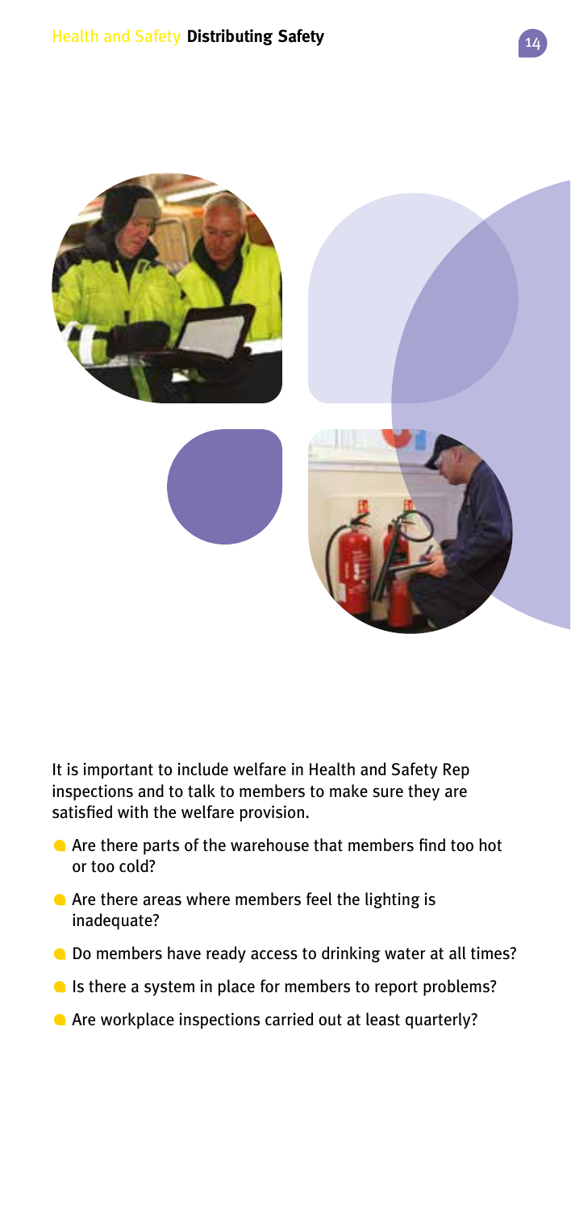It is important to include welfare in Health and Safety Rep inspections and to talk to members to make sure they are satisfied with the welfare provision.

- Are there parts of the warehouse that members find too hot or too cold?
- Are there areas where members feel the lighting is inadequate?
- Do members have ready access to drinking water at all times?
- Is there a system in place for members to report problems?
- Are workplace inspections carried out at least quarterly?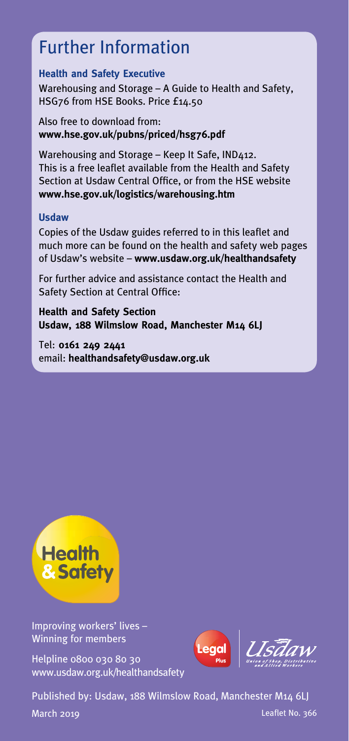# Further Information

### Health and Safety Executive

Warehousing and Storage – A Guide to Health and Safety, HSG76 from HSE Books. Price £14.50

Also free to download from:
**www.hse.gov.uk/pubns/priced/hsg76.pdf**

Warehousing and Storage – Keep It Safe, IND412. This is a free leaflet available from the Health and Safety Section at Usdaw Central Office, or from the HSE website **www.hse.gov.uk/logistics/warehousing.htm**

### Usdaw

Copies of the Usdaw guides referred to in this leaflet and much more can be found on the health and safety web pages of Usdaw's website – **www.usdaw.org.uk/healthandsafety**

For further advice and assistance contact the Health and Safety Section at Central Office:

**Health and Safety Section**
**Usdaw, 188 Wilmslow Road, Manchester M14 6LJ**

Tel: **0161 249 2441**
email: **healthandsafety@usdaw.org.uk**

Health & Safety

Improving workers' lives – Winning for members

Helpline 0800 030 80 30
www.usdaw.org.uk/healthandsafety

Legal Plus

Usdaw
Union of Shop, Distributive and Allied Workers

Published by: Usdaw, 188 Wilmslow Road, Manchester M14 6LJ

March 2019

Leaflet No. 366